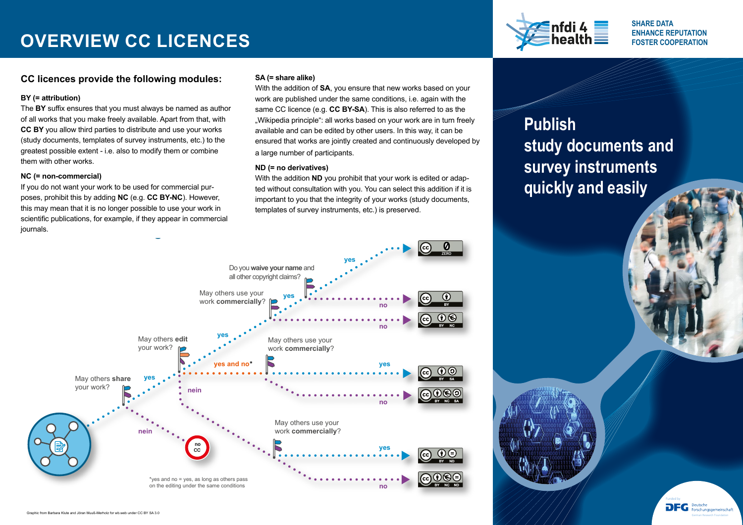# OVERVIEW CC LICENCES

SHARE DATA
ENHANCE REPUTATION
FOSTER COOPERATION

## CC licences provide the following modules:

### BY (= attribution)

The **BY** suffix ensures that you must always be named as author of all works that you make freely available. Apart from that, with **CC BY** you allow third parties to distribute and use your works (study documents, templates of survey instruments, etc.) to the greatest possible extent - i.e. also to modify them or combine them with other works.

### NC (= non-commercial)

If you do not want your work to be used for commercial purposes, prohibit this by adding **NC** (e.g. **CC BY-NC**). However, this may mean that it is no longer possible to use your work in scientific publications, for example, if they appear in commercial journals.

### SA (= share alike)

With the addition of **SA**, you ensure that new works based on your work are published under the same conditions, i.e. again with the same CC licence (e.g. **CC BY-SA**). This is also referred to as the „Wikipedia principle": all works based on your work are in turn freely available and can be edited by other users. In this way, it can be ensured that works are jointly created and continuously developed by a large number of participants.

### ND (= no derivatives)

With the addition **ND** you prohibit that your work is edited or adapted without consultation with you. You can select this addition if it is important to you that the integrity of your works (study documents, templates of survey instruments, etc.) is preserved.

May others **share** your work?
- nein → no CC
- yes → May others **edit** your work?
  - yes → May others use your work **commercially**?
    - yes → Do you **waive your name** and all other copyright claims?
      - yes → CC ZERO
      - no → CC BY
    - no → CC BY NC
  - yes and no* → May others use your work **commercially**?
    - yes → CC BY SA
    - no → CC BY NC SA
  - nein → May others use your work **commercially**?
    - yes → CC BY ND
    - no → CC BY NC ND

*yes and no = yes, as long as others pass on the editing under the same conditions

Graphic from Barbara Klute and Jöran Muuß-Merholz for wb.web under CC BY SA 3.0

## Publish study documents and survey instruments quickly and easily

Funded by DFG Deutsche Forschungsgemeinschaft German Research Foundation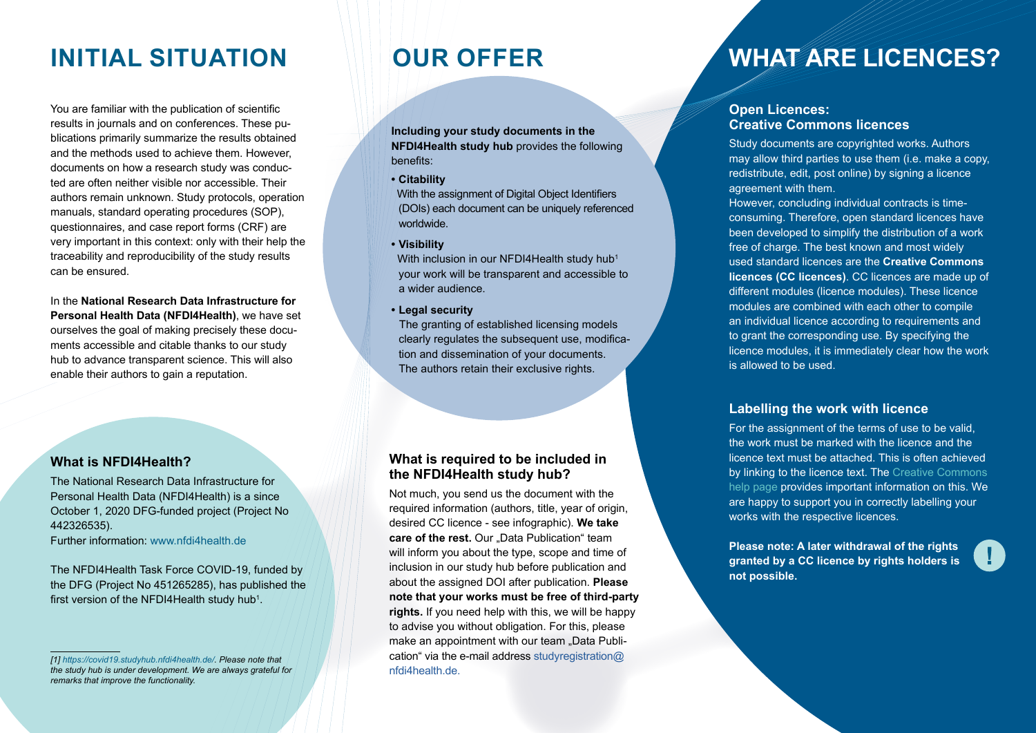# INITIAL SITUATION

You are familiar with the publication of scientific results in journals and on conferences. These publications primarily summarize the results obtained and the methods used to achieve them. However, documents on how a research study was conducted are often neither visible nor accessible. Their authors remain unknown. Study protocols, operation manuals, standard operating procedures (SOP), questionnaires, and case report forms (CRF) are very important in this context: only with their help the traceability and reproducibility of the study results can be ensured.

In the **National Research Data Infrastructure for Personal Health Data (NFDI4Health)**, we have set ourselves the goal of making precisely these documents accessible and citable thanks to our study hub to advance transparent science. This will also enable their authors to gain a reputation.

### What is NFDI4Health?

The National Research Data Infrastructure for Personal Health Data (NFDI4Health) is a since October 1, 2020 DFG-funded project (Project No 442326535).
Further information: www.nfdi4health.de

The NFDI4Health Task Force COVID-19, funded by the DFG (Project No 451265285), has published the first version of the NFDI4Health study hub[1].

*[1] https://covid19.studyhub.nfdi4health.de/. Please note that the study hub is under development. We are always grateful for remarks that improve the functionality.*

# OUR OFFER

**Including your study documents in the NFDI4Health study hub** provides the following benefits:

- **Citability**
  With the assignment of Digital Object Identifiers (DOIs) each document can be uniquely referenced worldwide.
- **Visibility**
  With inclusion in our NFDI4Health study hub[1] your work will be transparent and accessible to a wider audience.
- **Legal security**
  The granting of established licensing models clearly regulates the subsequent use, modification and dissemination of your documents. The authors retain their exclusive rights.

### What is required to be included in the NFDI4Health study hub?

Not much, you send us the document with the required information (authors, title, year of origin, desired CC licence - see infographic). **We take care of the rest.** Our „Data Publication“ team will inform you about the type, scope and time of inclusion in our study hub before publication and about the assigned DOI after publication. **Please note that your works must be free of third-party rights.** If you need help with this, we will be happy to advise you without obligation. For this, please make an appointment with our team „Data Publication“ via the e-mail address studyregistration@nfdi4health.de.

# WHAT ARE LICENCES?

### Open Licences: Creative Commons licences

Study documents are copyrighted works. Authors may allow third parties to use them (i.e. make a copy, redistribute, edit, post online) by signing a licence agreement with them.
However, concluding individual contracts is time-consuming. Therefore, open standard licences have been developed to simplify the distribution of a work free of charge. The best known and most widely used standard licences are the **Creative Commons licences (CC licences)**. CC licences are made up of different modules (licence modules). These licence modules are combined with each other to compile an individual licence according to requirements and to grant the corresponding use. By specifying the licence modules, it is immediately clear how the work is allowed to be used.

### Labelling the work with licence

For the assignment of the terms of use to be valid, the work must be marked with the licence and the licence text must be attached. This is often achieved by linking to the licence text. The Creative Commons help page provides important information on this. We are happy to support you in correctly labelling your works with the respective licences.

**Please note: A later withdrawal of the rights granted by a CC licence by rights holders is not possible.**

!